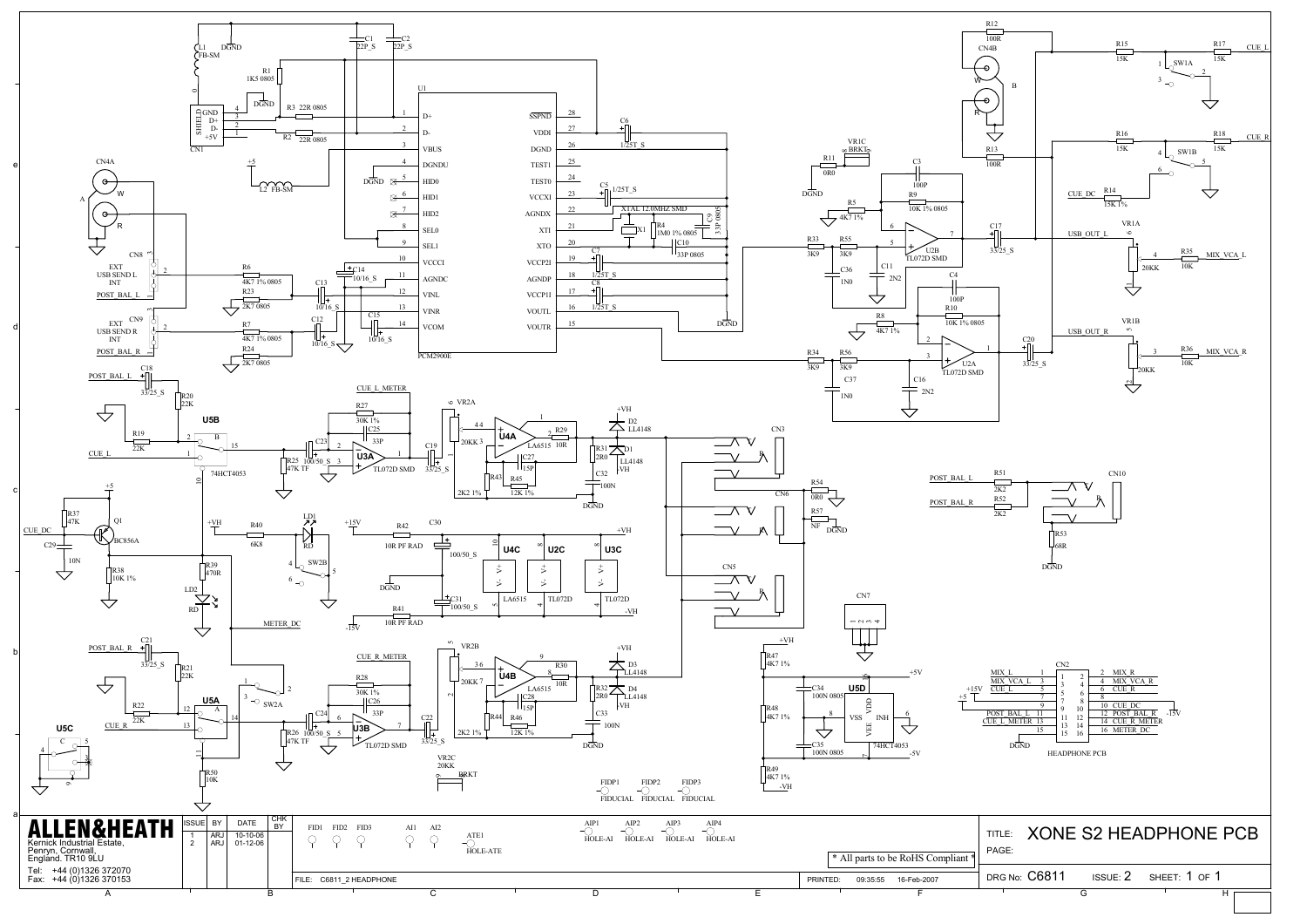# XONE S2 HEADPHONE PCB

**ALLEN&HEATH**
Kernick Industrial Estate,
Penryn, Cornwall,
England. TR10 9LU

Tel: +44 (0)1326 372070
Fax: +44 (0)1326 370153

| ISSUE | BY | DATE | CHK BY |
|---|---|---|---|
| 1 | ARJ | 10-10-06 | |
| 2 | ARJ | 01-12-06 | |

FILE: C6811_2 HEADPHONE

PRINTED: 09:35:55 16-Feb-2007

\* All parts to be RoHS Compliant \*

TITLE: XONE S2 HEADPHONE PCB

PAGE:

DRG No: C6811 ISSUE: 2 SHEET: 1 OF 1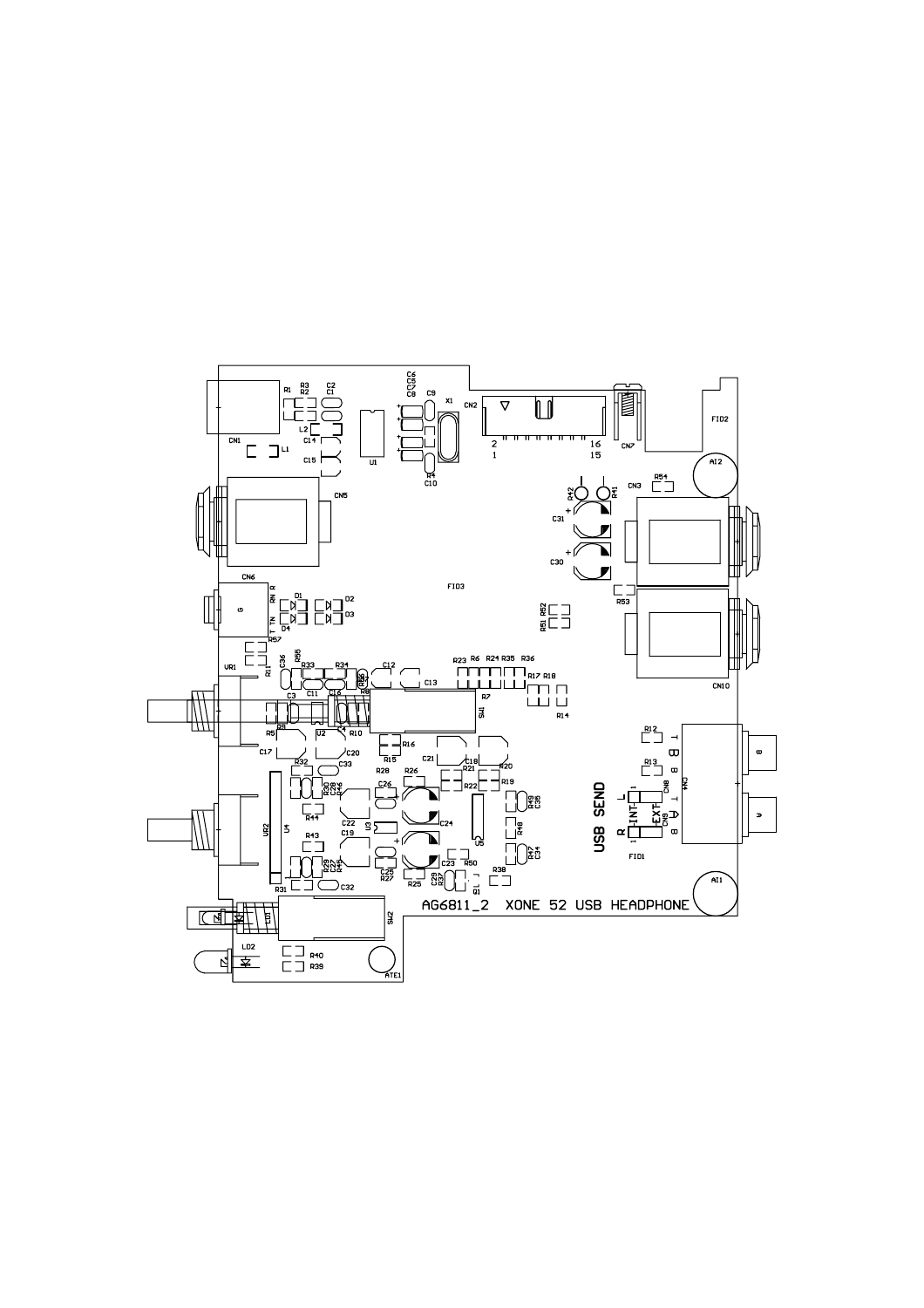AG6811_2 XONE 52 USB HEADPHONE

USB SEND

L

R

INT

EXT